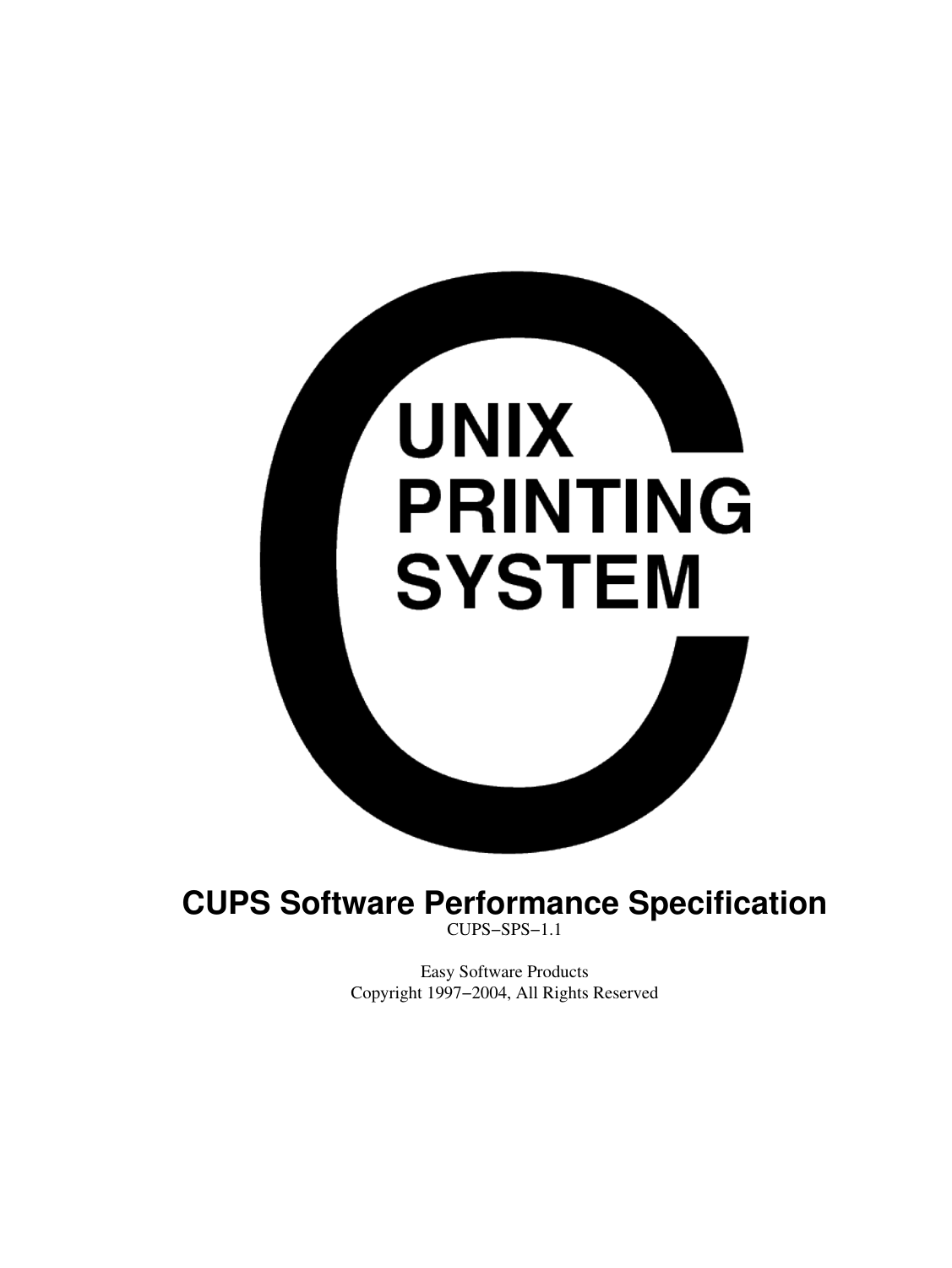UNIX
PRINTING
SYSTEM

# CUPS Software Performance Specification

CUPS−SPS−1.1

Easy Software Products
Copyright 1997−2004, All Rights Reserved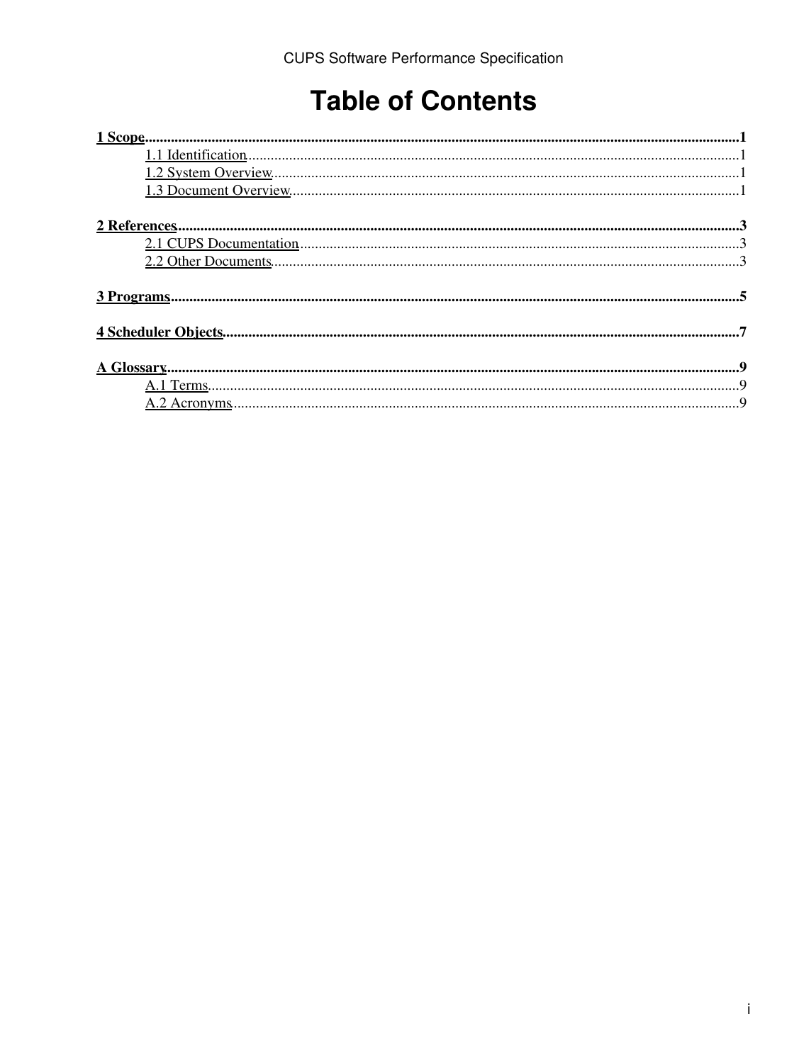# Table of Contents

**1 Scope** ..... **1**

- 1.1 Identification ..... 1
- 1.2 System Overview ..... 1
- 1.3 Document Overview ..... 1

**2 References** ..... **3**

- 2.1 CUPS Documentation ..... 3
- 2.2 Other Documents ..... 3

**3 Programs** ..... **5**

**4 Scheduler Objects** ..... **7**

**A Glossary** ..... **9**

- A.1 Terms ..... 9
- A.2 Acronyms ..... 9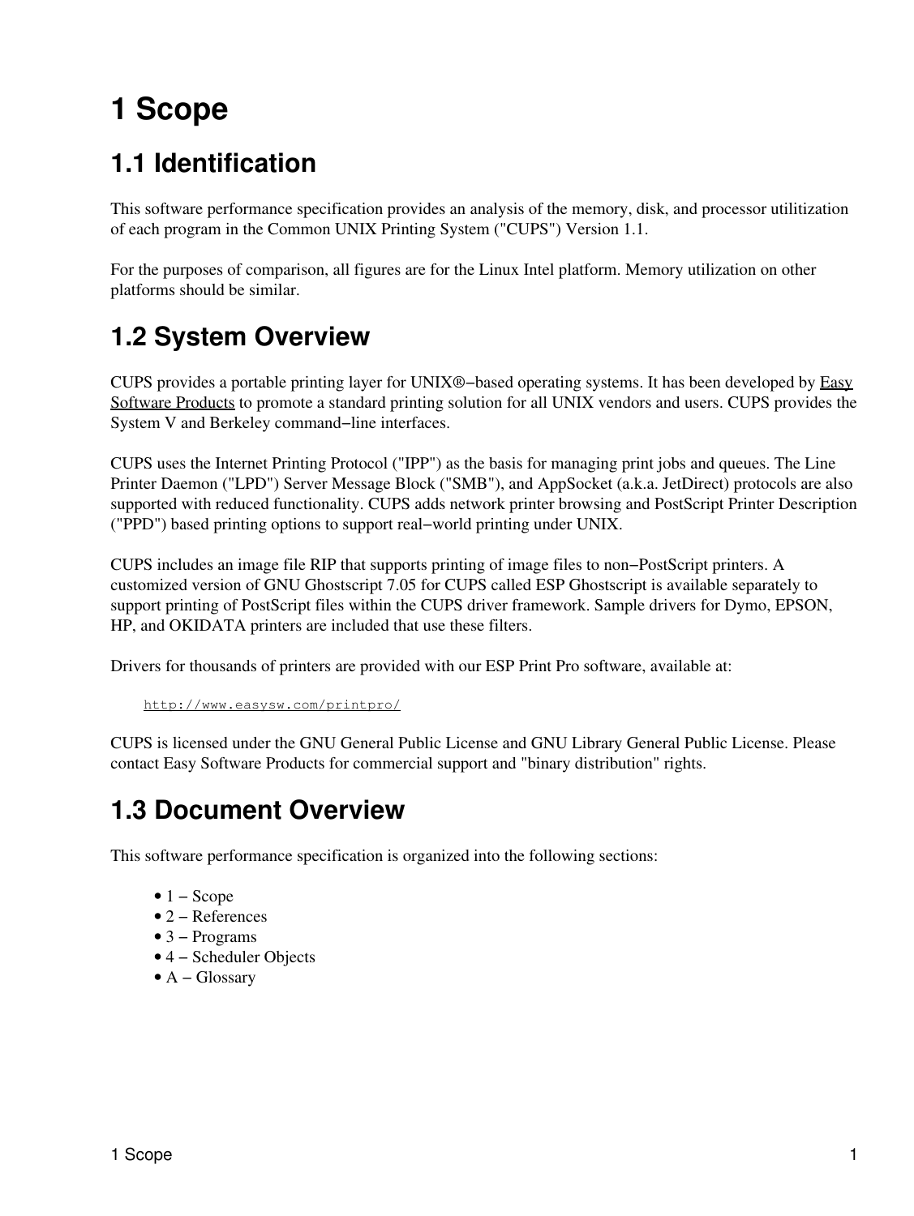# 1 Scope

## 1.1 Identification

This software performance specification provides an analysis of the memory, disk, and processor utilitization of each program in the Common UNIX Printing System ("CUPS") Version 1.1.

For the purposes of comparison, all figures are for the Linux Intel platform. Memory utilization on other platforms should be similar.

## 1.2 System Overview

CUPS provides a portable printing layer for UNIX®−based operating systems. It has been developed by Easy Software Products to promote a standard printing solution for all UNIX vendors and users. CUPS provides the System V and Berkeley command−line interfaces.

CUPS uses the Internet Printing Protocol ("IPP") as the basis for managing print jobs and queues. The Line Printer Daemon ("LPD") Server Message Block ("SMB"), and AppSocket (a.k.a. JetDirect) protocols are also supported with reduced functionality. CUPS adds network printer browsing and PostScript Printer Description ("PPD") based printing options to support real−world printing under UNIX.

CUPS includes an image file RIP that supports printing of image files to non−PostScript printers. A customized version of GNU Ghostscript 7.05 for CUPS called ESP Ghostscript is available separately to support printing of PostScript files within the CUPS driver framework. Sample drivers for Dymo, EPSON, HP, and OKIDATA printers are included that use these filters.

Drivers for thousands of printers are provided with our ESP Print Pro software, available at:

```
http://www.easysw.com/printpro/
```

CUPS is licensed under the GNU General Public License and GNU Library General Public License. Please contact Easy Software Products for commercial support and "binary distribution" rights.

## 1.3 Document Overview

This software performance specification is organized into the following sections:

- 1 − Scope
- 2 − References
- 3 − Programs
- 4 − Scheduler Objects
- A − Glossary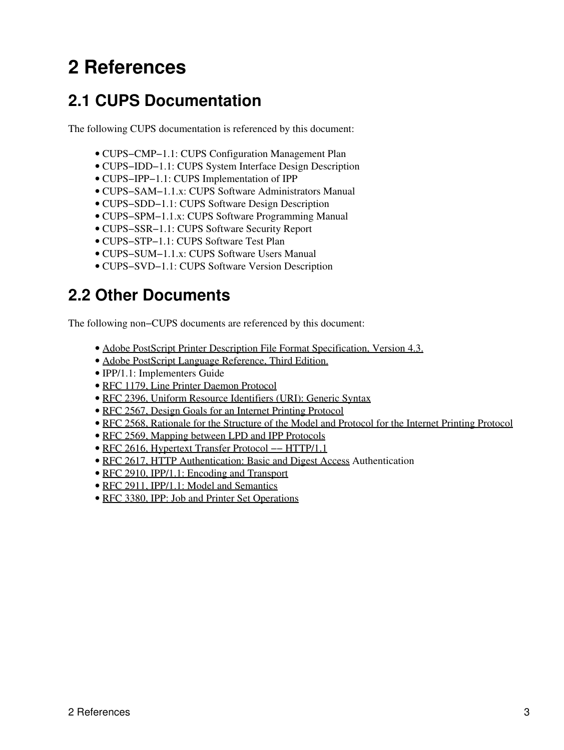# 2 References

## 2.1 CUPS Documentation

The following CUPS documentation is referenced by this document:

- CUPS−CMP−1.1: CUPS Configuration Management Plan
- CUPS−IDD−1.1: CUPS System Interface Design Description
- CUPS−IPP−1.1: CUPS Implementation of IPP
- CUPS−SAM−1.1.x: CUPS Software Administrators Manual
- CUPS−SDD−1.1: CUPS Software Design Description
- CUPS−SPM−1.1.x: CUPS Software Programming Manual
- CUPS−SSR−1.1: CUPS Software Security Report
- CUPS−STP−1.1: CUPS Software Test Plan
- CUPS−SUM−1.1.x: CUPS Software Users Manual
- CUPS−SVD−1.1: CUPS Software Version Description

## 2.2 Other Documents

The following non−CUPS documents are referenced by this document:

- Adobe PostScript Printer Description File Format Specification, Version 4.3.
- Adobe PostScript Language Reference, Third Edition.
- IPP/1.1: Implementers Guide
- RFC 1179, Line Printer Daemon Protocol
- RFC 2396, Uniform Resource Identifiers (URI): Generic Syntax
- RFC 2567, Design Goals for an Internet Printing Protocol
- RFC 2568, Rationale for the Structure of the Model and Protocol for the Internet Printing Protocol
- RFC 2569, Mapping between LPD and IPP Protocols
- RFC 2616, Hypertext Transfer Protocol −− HTTP/1.1
- RFC 2617, HTTP Authentication: Basic and Digest Access Authentication
- RFC 2910, IPP/1.1: Encoding and Transport
- RFC 2911, IPP/1.1: Model and Semantics
- RFC 3380, IPP: Job and Printer Set Operations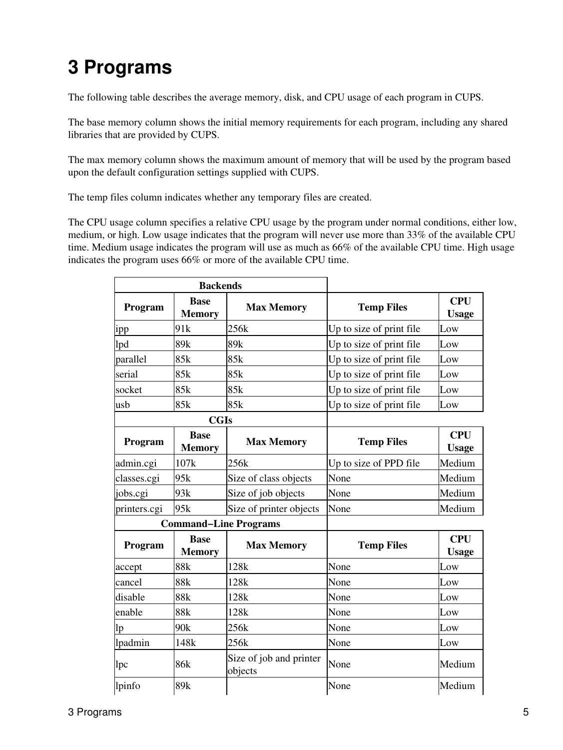# 3 Programs

The following table describes the average memory, disk, and CPU usage of each program in CUPS.

The base memory column shows the initial memory requirements for each program, including any shared libraries that are provided by CUPS.

The max memory column shows the maximum amount of memory that will be used by the program based upon the default configuration settings supplied with CUPS.

The temp files column indicates whether any temporary files are created.

The CPU usage column specifies a relative CPU usage by the program under normal conditions, either low, medium, or high. Low usage indicates that the program will never use more than 33% of the available CPU time. Medium usage indicates the program will use as much as 66% of the available CPU time. High usage indicates the program uses 66% or more of the available CPU time.

| **Backends** | | | | |
|---|---|---|---|---|
| **Program** | **Base Memory** | **Max Memory** | **Temp Files** | **CPU Usage** |
| ipp | 91k | 256k | Up to size of print file | Low |
| lpd | 89k | 89k | Up to size of print file | Low |
| parallel | 85k | 85k | Up to size of print file | Low |
| serial | 85k | 85k | Up to size of print file | Low |
| socket | 85k | 85k | Up to size of print file | Low |
| usb | 85k | 85k | Up to size of print file | Low |
| **CGIs** | | | | |
| **Program** | **Base Memory** | **Max Memory** | **Temp Files** | **CPU Usage** |
| admin.cgi | 107k | 256k | Up to size of PPD file | Medium |
| classes.cgi | 95k | Size of class objects | None | Medium |
| jobs.cgi | 93k | Size of job objects | None | Medium |
| printers.cgi | 95k | Size of printer objects | None | Medium |
| **Command−Line Programs** | | | | |
| **Program** | **Base Memory** | **Max Memory** | **Temp Files** | **CPU Usage** |
| accept | 88k | 128k | None | Low |
| cancel | 88k | 128k | None | Low |
| disable | 88k | 128k | None | Low |
| enable | 88k | 128k | None | Low |
| lp | 90k | 256k | None | Low |
| lpadmin | 148k | 256k | None | Low |
| lpc | 86k | Size of job and printer objects | None | Medium |
| lpinfo | 89k | | None | Medium |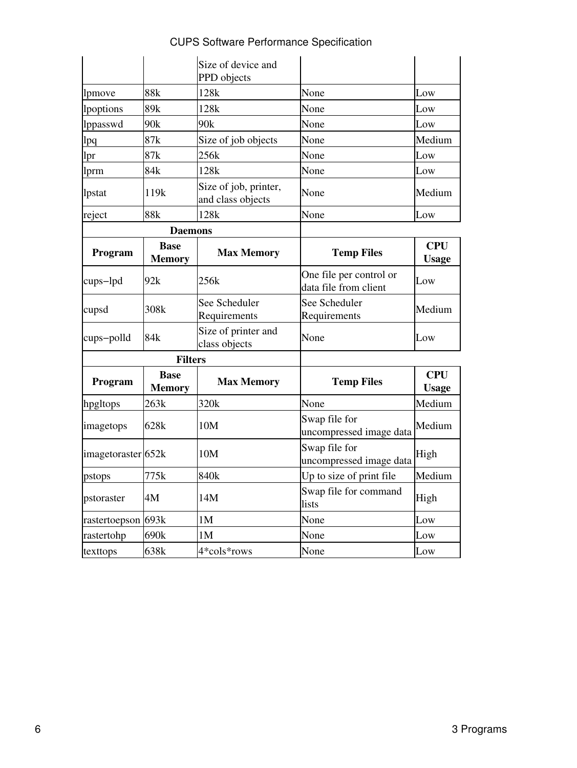| | | Size of device and PPD objects | | |
|---|---|---|---|---|
| lpmove | 88k | 128k | None | Low |
| lpoptions | 89k | 128k | None | Low |
| lppasswd | 90k | 90k | None | Low |
| lpq | 87k | Size of job objects | None | Medium |
| lpr | 87k | 256k | None | Low |
| lprm | 84k | 128k | None | Low |
| lpstat | 119k | Size of job, printer, and class objects | None | Medium |
| reject | 88k | 128k | None | Low |
| **Daemons** | | | | |
| **Program** | **Base Memory** | **Max Memory** | **Temp Files** | **CPU Usage** |
| cups-lpd | 92k | 256k | One file per control or data file from client | Low |
| cupsd | 308k | See Scheduler Requirements | See Scheduler Requirements | Medium |
| cups-polld | 84k | Size of printer and class objects | None | Low |
| **Filters** | | | | |
| **Program** | **Base Memory** | **Max Memory** | **Temp Files** | **CPU Usage** |
| hpgltops | 263k | 320k | None | Medium |
| imagetops | 628k | 10M | Swap file for uncompressed image data | Medium |
| imagetoraster | 652k | 10M | Swap file for uncompressed image data | High |
| pstops | 775k | 840k | Up to size of print file | Medium |
| pstoraster | 4M | 14M | Swap file for command lists | High |
| rastertoepson | 693k | 1M | None | Low |
| rastertohp | 690k | 1M | None | Low |
| texttops | 638k | 4*cols*rows | None | Low |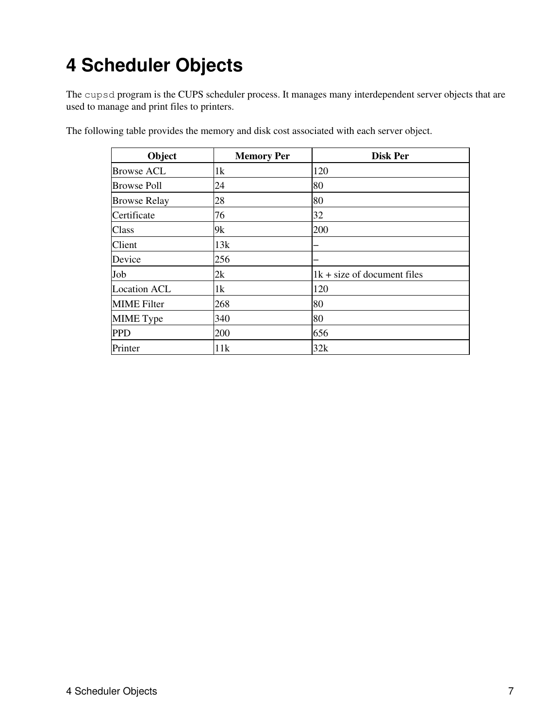# 4 Scheduler Objects

The `cupsd` program is the CUPS scheduler process. It manages many interdependent server objects that are used to manage and print files to printers.

The following table provides the memory and disk cost associated with each server object.

| Object | Memory Per | Disk Per |
| --- | --- | --- |
| Browse ACL | 1k | 120 |
| Browse Poll | 24 | 80 |
| Browse Relay | 28 | 80 |
| Certificate | 76 | 32 |
| Class | 9k | 200 |
| Client | 13k | – |
| Device | 256 | – |
| Job | 2k | 1k + size of document files |
| Location ACL | 1k | 120 |
| MIME Filter | 268 | 80 |
| MIME Type | 340 | 80 |
| PPD | 200 | 656 |
| Printer | 11k | 32k |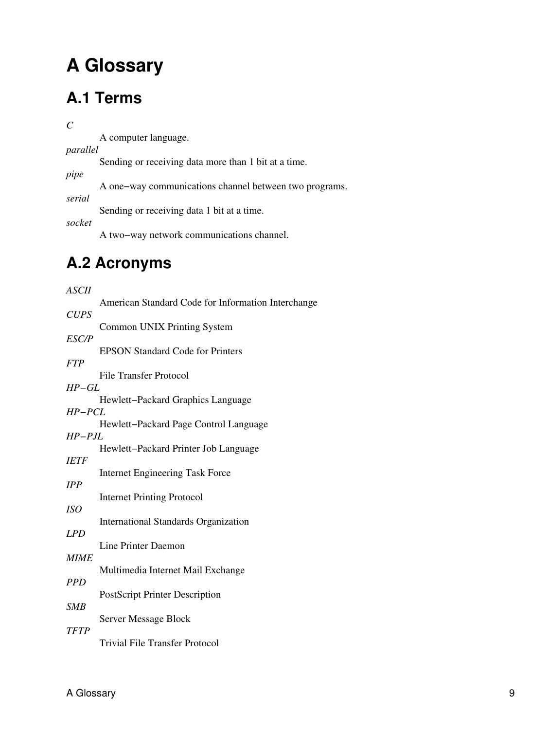# A Glossary

## A.1 Terms

*C*
: A computer language.

*parallel*
: Sending or receiving data more than 1 bit at a time.

*pipe*
: A one−way communications channel between two programs.

*serial*
: Sending or receiving data 1 bit at a time.

*socket*
: A two−way network communications channel.

## A.2 Acronyms

*ASCII*
: American Standard Code for Information Interchange

*CUPS*
: Common UNIX Printing System

*ESC/P*
: EPSON Standard Code for Printers

*FTP*
: File Transfer Protocol

*HP−GL*
: Hewlett−Packard Graphics Language

*HP−PCL*
: Hewlett−Packard Page Control Language

*HP−PJL*
: Hewlett−Packard Printer Job Language

*IETF*
: Internet Engineering Task Force

*IPP*
: Internet Printing Protocol

*ISO*
: International Standards Organization

*LPD*
: Line Printer Daemon

*MIME*
: Multimedia Internet Mail Exchange

*PPD*
: PostScript Printer Description

*SMB*
: Server Message Block

*TFTP*
: Trivial File Transfer Protocol